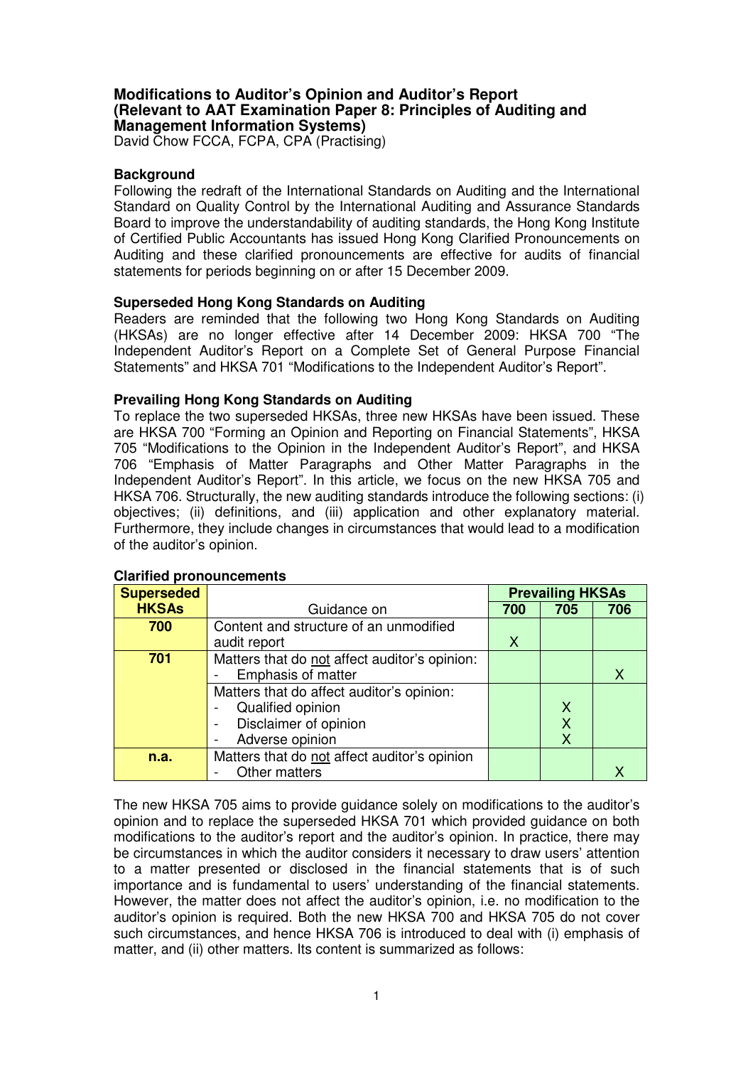# Modifications to Auditor's Opinion and Auditor's Report (Relevant to AAT Examination Paper 8: Principles of Auditing and Management Information Systems)

David Chow FCCA, FCPA, CPA (Practising)

## Background

Following the redraft of the International Standards on Auditing and the International Standard on Quality Control by the International Auditing and Assurance Standards Board to improve the understandability of auditing standards, the Hong Kong Institute of Certified Public Accountants has issued Hong Kong Clarified Pronouncements on Auditing and these clarified pronouncements are effective for audits of financial statements for periods beginning on or after 15 December 2009.

## Superseded Hong Kong Standards on Auditing

Readers are reminded that the following two Hong Kong Standards on Auditing (HKSAs) are no longer effective after 14 December 2009: HKSA 700 "The Independent Auditor's Report on a Complete Set of General Purpose Financial Statements" and HKSA 701 "Modifications to the Independent Auditor's Report".

## Prevailing Hong Kong Standards on Auditing

To replace the two superseded HKSAs, three new HKSAs have been issued. These are HKSA 700 "Forming an Opinion and Reporting on Financial Statements", HKSA 705 "Modifications to the Opinion in the Independent Auditor's Report", and HKSA 706 "Emphasis of Matter Paragraphs and Other Matter Paragraphs in the Independent Auditor's Report". In this article, we focus on the new HKSA 705 and HKSA 706. Structurally, the new auditing standards introduce the following sections: (i) objectives; (ii) definitions, and (iii) application and other explanatory material. Furthermore, they include changes in circumstances that would lead to a modification of the auditor's opinion.

**Clarified pronouncements**

| Superseded HKSAs | Guidance on | Prevailing HKSAs | | |
|---|---|---|---|---|
| | | 700 | 705 | 706 |
| 700 | Content and structure of an unmodified audit report | X | | |
| 701 | Matters that do not affect auditor's opinion:<br>- Emphasis of matter | | | X |
| | Matters that do affect auditor's opinion:<br>- Qualified opinion<br>- Disclaimer of opinion<br>- Adverse opinion | | X<br>X<br>X | |
| n.a. | Matters that do not affect auditor's opinion<br>- Other matters | | | X |

The new HKSA 705 aims to provide guidance solely on modifications to the auditor's opinion and to replace the superseded HKSA 701 which provided guidance on both modifications to the auditor's report and the auditor's opinion. In practice, there may be circumstances in which the auditor considers it necessary to draw users' attention to a matter presented or disclosed in the financial statements that is of such importance and is fundamental to users' understanding of the financial statements. However, the matter does not affect the auditor's opinion, i.e. no modification to the auditor's opinion is required. Both the new HKSA 700 and HKSA 705 do not cover such circumstances, and hence HKSA 706 is introduced to deal with (i) emphasis of matter, and (ii) other matters. Its content is summarized as follows: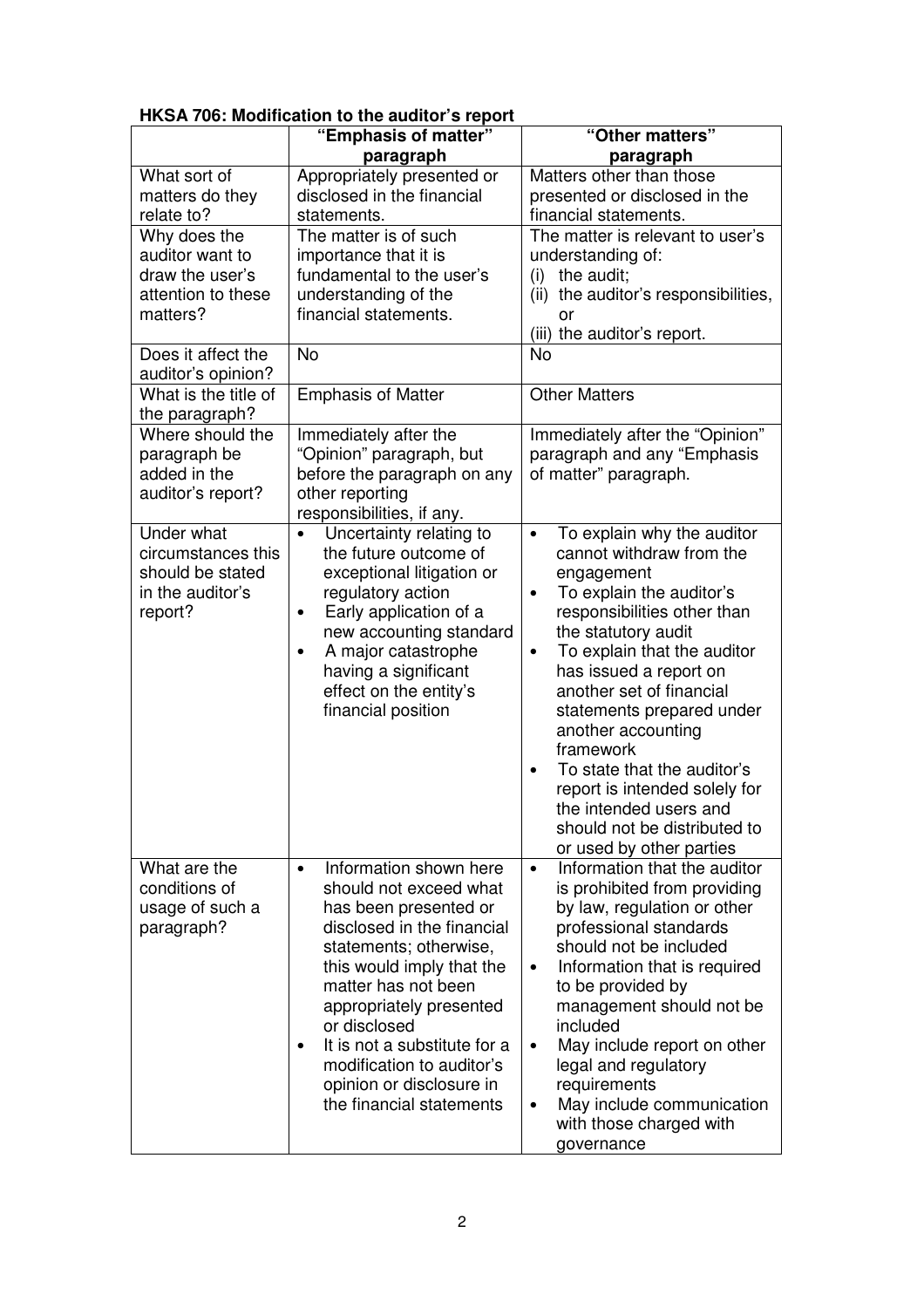**HKSA 706: Modification to the auditor's report**

| | "Emphasis of matter" paragraph | "Other matters" paragraph |
|---|---|---|
| What sort of matters do they relate to? | Appropriately presented or disclosed in the financial statements. | Matters other than those presented or disclosed in the financial statements. |
| Why does the auditor want to draw the user's attention to these matters? | The matter is of such importance that it is fundamental to the user's understanding of the financial statements. | The matter is relevant to user's understanding of:<br>(i) the audit;<br>(ii) the auditor's responsibilities, or<br>(iii) the auditor's report. |
| Does it affect the auditor's opinion? | No | No |
| What is the title of the paragraph? | Emphasis of Matter | Other Matters |
| Where should the paragraph be added in the auditor's report? | Immediately after the "Opinion" paragraph, but before the paragraph on any other reporting responsibilities, if any. | Immediately after the "Opinion" paragraph and any "Emphasis of matter" paragraph. |
| Under what circumstances this should be stated in the auditor's report? | • Uncertainty relating to the future outcome of exceptional litigation or regulatory action<br>• Early application of a new accounting standard<br>• A major catastrophe having a significant effect on the entity's financial position | • To explain why the auditor cannot withdraw from the engagement<br>• To explain the auditor's responsibilities other than the statutory audit<br>• To explain that the auditor has issued a report on another set of financial statements prepared under another accounting framework<br>• To state that the auditor's report is intended solely for the intended users and should not be distributed to or used by other parties |
| What are the conditions of usage of such a paragraph? | • Information shown here should not exceed what has been presented or disclosed in the financial statements; otherwise, this would imply that the matter has not been appropriately presented or disclosed<br>• It is not a substitute for a modification to auditor's opinion or disclosure in the financial statements | • Information that the auditor is prohibited from providing by law, regulation or other professional standards should not be included<br>• Information that is required to be provided by management should not be included<br>• May include report on other legal and regulatory requirements<br>• May include communication with those charged with governance |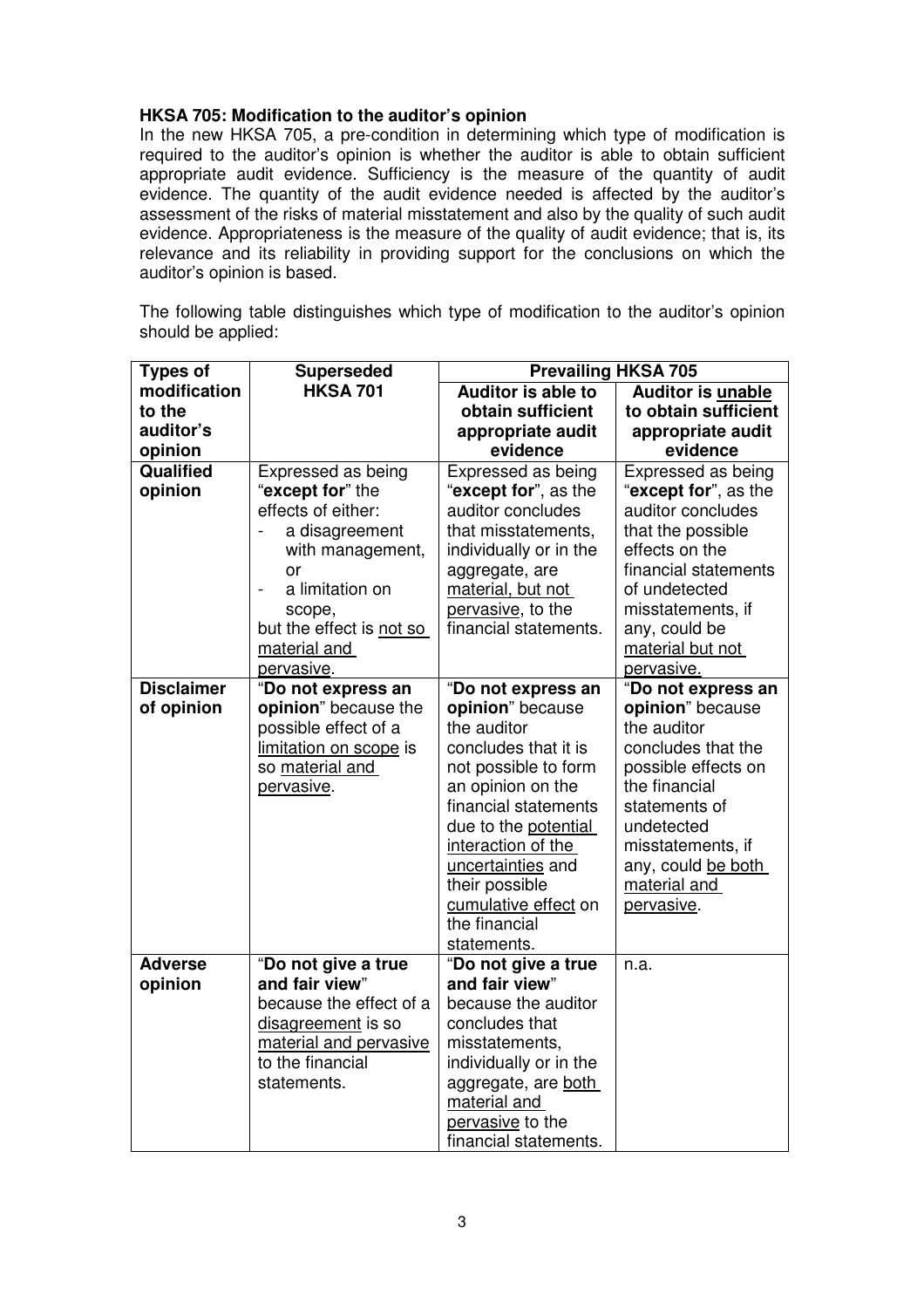**HKSA 705: Modification to the auditor's opinion**

In the new HKSA 705, a pre-condition in determining which type of modification is required to the auditor's opinion is whether the auditor is able to obtain sufficient appropriate audit evidence. Sufficiency is the measure of the quantity of audit evidence. The quantity of the audit evidence needed is affected by the auditor's assessment of the risks of material misstatement and also by the quality of such audit evidence. Appropriateness is the measure of the quality of audit evidence; that is, its relevance and its reliability in providing support for the conclusions on which the auditor's opinion is based.

The following table distinguishes which type of modification to the auditor's opinion should be applied:

| Types of modification to the auditor's opinion | Superseded HKSA 701 | Prevailing HKSA 705 | |
|---|---|---|---|
| | | **Auditor is able to obtain sufficient appropriate audit evidence** | **Auditor is <u>unable</u> to obtain sufficient appropriate audit evidence** |
| **Qualified opinion** | Expressed as being "**except for**" the effects of either: <br>- a disagreement with management, or <br>- a limitation on scope, <br>but the effect is <u>not so material and pervasive</u>. | Expressed as being "**except for**", as the auditor concludes that misstatements, individually or in the aggregate, are <u>material, but not pervasive</u>, to the financial statements. | Expressed as being "**except for**", as the auditor concludes that the possible effects on the financial statements of undetected misstatements, if any, could be <u>material but not pervasive.</u> |
| **Disclaimer of opinion** | "**Do not express an opinion**" because the possible effect of a <u>limitation on scope</u> is so <u>material and pervasive</u>. | "**Do not express an opinion**" because the auditor concludes that it is not possible to form an opinion on the financial statements due to the <u>potential interaction of the uncertainties</u> and their possible <u>cumulative effect</u> on the financial statements. | "**Do not express an opinion**" because the auditor concludes that the possible effects on the financial statements of undetected misstatements, if any, could <u>be both material and pervasive</u>. |
| **Adverse opinion** | "**Do not give a true and fair view**" because the effect of a <u>disagreement</u> is so <u>material and pervasive</u> to the financial statements. | "**Do not give a true and fair view**" because the auditor concludes that misstatements, individually or in the aggregate, are <u>both material and pervasive</u> to the financial statements. | n.a. |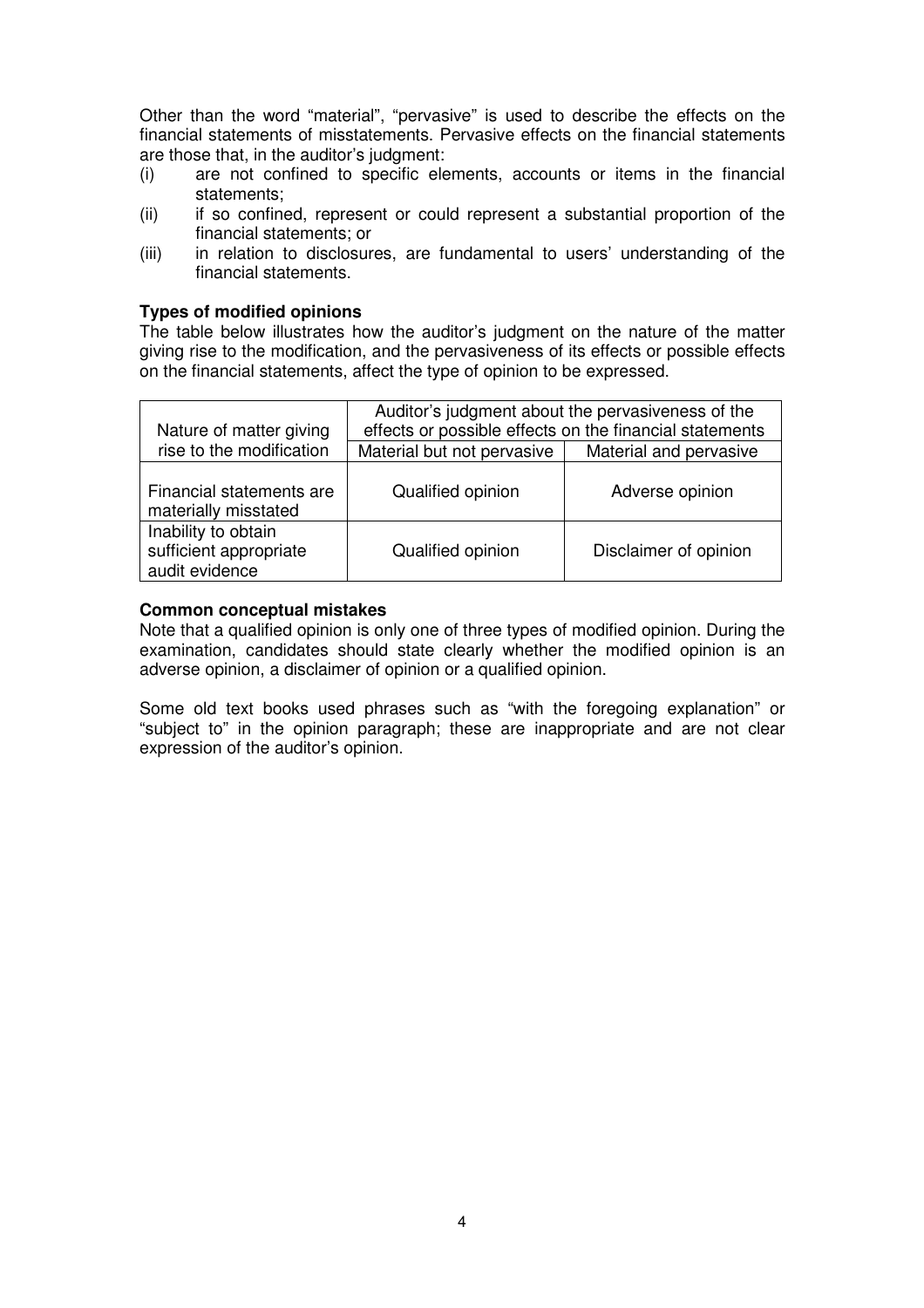Other than the word "material", "pervasive" is used to describe the effects on the financial statements of misstatements. Pervasive effects on the financial statements are those that, in the auditor's judgment:

(i) are not confined to specific elements, accounts or items in the financial statements;

(ii) if so confined, represent or could represent a substantial proportion of the financial statements; or

(iii) in relation to disclosures, are fundamental to users' understanding of the financial statements.

**Types of modified opinions**

The table below illustrates how the auditor's judgment on the nature of the matter giving rise to the modification, and the pervasiveness of its effects or possible effects on the financial statements, affect the type of opinion to be expressed.

| Nature of matter giving rise to the modification | Auditor's judgment about the pervasiveness of the effects or possible effects on the financial statements | |
|---|---|---|
| | Material but not pervasive | Material and pervasive |
| Financial statements are materially misstated | Qualified opinion | Adverse opinion |
| Inability to obtain sufficient appropriate audit evidence | Qualified opinion | Disclaimer of opinion |

**Common conceptual mistakes**

Note that a qualified opinion is only one of three types of modified opinion. During the examination, candidates should state clearly whether the modified opinion is an adverse opinion, a disclaimer of opinion or a qualified opinion.

Some old text books used phrases such as "with the foregoing explanation" or "subject to" in the opinion paragraph; these are inappropriate and are not clear expression of the auditor's opinion.